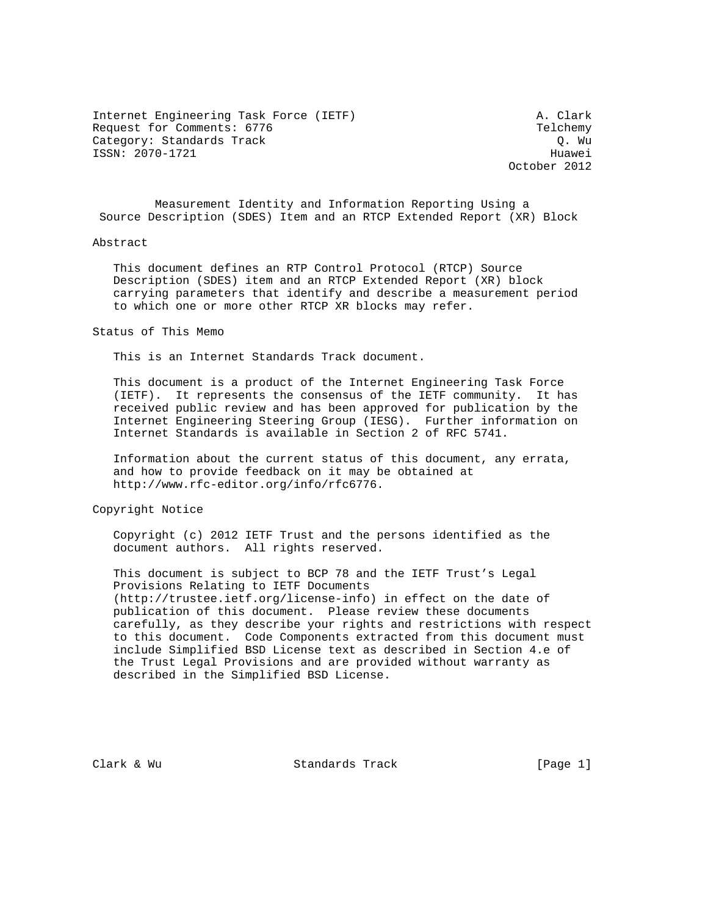Internet Engineering Task Force (IETF) A. Clark
Request for Comments: 6776 Telchemy
Category: Standards Track Q. Wu
ISSN: 2070-1721 Huawei
October 2012

# Measurement Identity and Information Reporting Using a Source Description (SDES) Item and an RTCP Extended Report (XR) Block

## Abstract

This document defines an RTP Control Protocol (RTCP) Source Description (SDES) item and an RTCP Extended Report (XR) block carrying parameters that identify and describe a measurement period to which one or more other RTCP XR blocks may refer.

## Status of This Memo

This is an Internet Standards Track document.

This document is a product of the Internet Engineering Task Force (IETF). It represents the consensus of the IETF community. It has received public review and has been approved for publication by the Internet Engineering Steering Group (IESG). Further information on Internet Standards is available in Section 2 of RFC 5741.

Information about the current status of this document, any errata, and how to provide feedback on it may be obtained at http://www.rfc-editor.org/info/rfc6776.

## Copyright Notice

Copyright (c) 2012 IETF Trust and the persons identified as the document authors. All rights reserved.

This document is subject to BCP 78 and the IETF Trust's Legal Provisions Relating to IETF Documents (http://trustee.ietf.org/license-info) in effect on the date of publication of this document. Please review these documents carefully, as they describe your rights and restrictions with respect to this document. Code Components extracted from this document must include Simplified BSD License text as described in Section 4.e of the Trust Legal Provisions and are provided without warranty as described in the Simplified BSD License.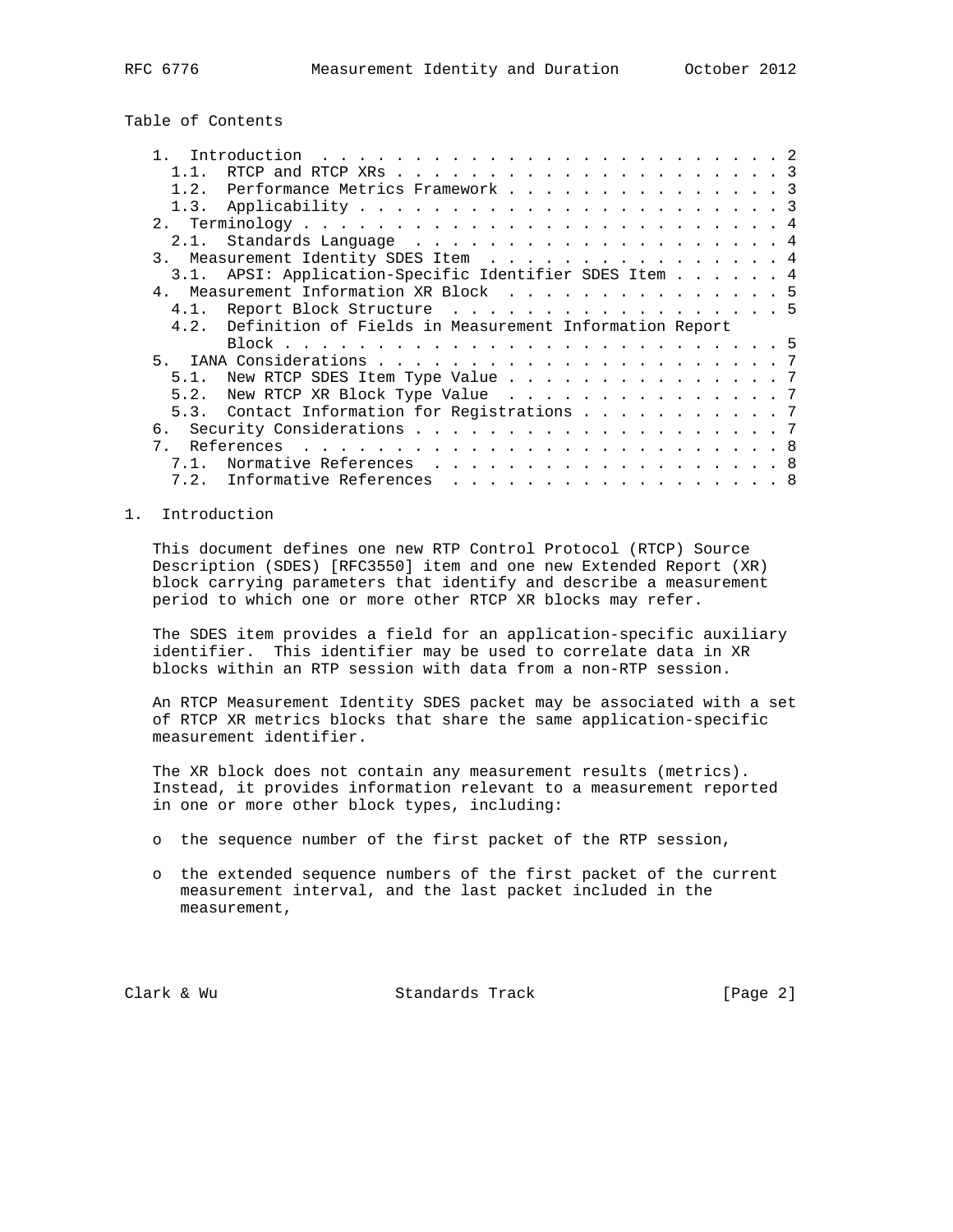Table of Contents

```
   1.  Introduction . . . . . . . . . . . . . . . . . . . . . . . . . 2
     1.1.  RTCP and RTCP XRs . . . . . . . . . . . . . . . . . . . . . 3
     1.2.  Performance Metrics Framework . . . . . . . . . . . . . . . 3
     1.3.  Applicability . . . . . . . . . . . . . . . . . . . . . . . 3
   2.  Terminology . . . . . . . . . . . . . . . . . . . . . . . . . 4
     2.1.  Standards Language  . . . . . . . . . . . . . . . . . . . . 4
   3.  Measurement Identity SDES Item  . . . . . . . . . . . . . . . . 4
     3.1.  APSI: Application-Specific Identifier SDES Item . . . . . . 4
   4.  Measurement Information XR Block  . . . . . . . . . . . . . . . 5
     4.1.  Report Block Structure  . . . . . . . . . . . . . . . . . . 5
     4.2.  Definition of Fields in Measurement Information Report
           Block . . . . . . . . . . . . . . . . . . . . . . . . . . . 5
   5.  IANA Considerations . . . . . . . . . . . . . . . . . . . . . . 7
     5.1.  New RTCP SDES Item Type Value . . . . . . . . . . . . . . . 7
     5.2.  New RTCP XR Block Type Value  . . . . . . . . . . . . . . . 7
     5.3.  Contact Information for Registrations . . . . . . . . . . . 7
   6.  Security Considerations . . . . . . . . . . . . . . . . . . . . 7
   7.  References  . . . . . . . . . . . . . . . . . . . . . . . . . . 8
     7.1.  Normative References  . . . . . . . . . . . . . . . . . . . 8
     7.2.  Informative References  . . . . . . . . . . . . . . . . . . 8
```

## 1. Introduction

This document defines one new RTP Control Protocol (RTCP) Source Description (SDES) [RFC3550] item and one new Extended Report (XR) block carrying parameters that identify and describe a measurement period to which one or more other RTCP XR blocks may refer.

The SDES item provides a field for an application-specific auxiliary identifier. This identifier may be used to correlate data in XR blocks within an RTP session with data from a non-RTP session.

An RTCP Measurement Identity SDES packet may be associated with a set of RTCP XR metrics blocks that share the same application-specific measurement identifier.

The XR block does not contain any measurement results (metrics). Instead, it provides information relevant to a measurement reported in one or more other block types, including:

- the sequence number of the first packet of the RTP session,
- the extended sequence numbers of the first packet of the current measurement interval, and the last packet included in the measurement,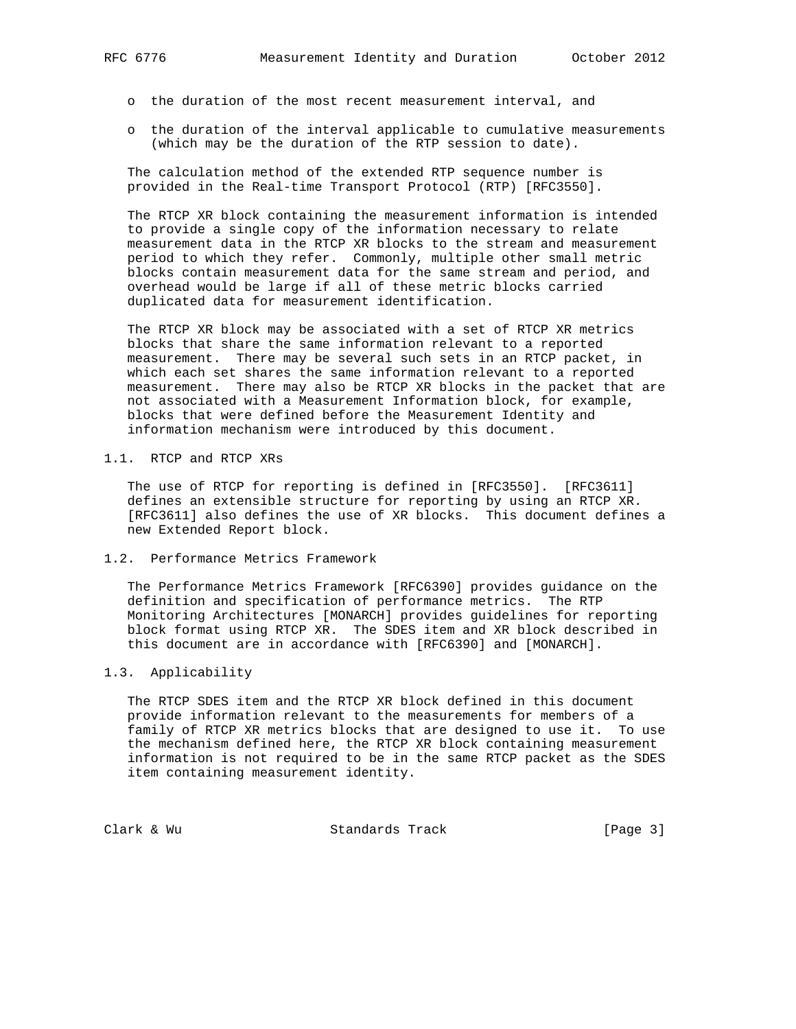- the duration of the most recent measurement interval, and
- the duration of the interval applicable to cumulative measurements (which may be the duration of the RTP session to date).

The calculation method of the extended RTP sequence number is provided in the Real-time Transport Protocol (RTP) [RFC3550].

The RTCP XR block containing the measurement information is intended to provide a single copy of the information necessary to relate measurement data in the RTCP XR blocks to the stream and measurement period to which they refer. Commonly, multiple other small metric blocks contain measurement data for the same stream and period, and overhead would be large if all of these metric blocks carried duplicated data for measurement identification.

The RTCP XR block may be associated with a set of RTCP XR metrics blocks that share the same information relevant to a reported measurement. There may be several such sets in an RTCP packet, in which each set shares the same information relevant to a reported measurement. There may also be RTCP XR blocks in the packet that are not associated with a Measurement Information block, for example, blocks that were defined before the Measurement Identity and information mechanism were introduced by this document.

## 1.1. RTCP and RTCP XRs

The use of RTCP for reporting is defined in [RFC3550]. [RFC3611] defines an extensible structure for reporting by using an RTCP XR. [RFC3611] also defines the use of XR blocks. This document defines a new Extended Report block.

## 1.2. Performance Metrics Framework

The Performance Metrics Framework [RFC6390] provides guidance on the definition and specification of performance metrics. The RTP Monitoring Architectures [MONARCH] provides guidelines for reporting block format using RTCP XR. The SDES item and XR block described in this document are in accordance with [RFC6390] and [MONARCH].

## 1.3. Applicability

The RTCP SDES item and the RTCP XR block defined in this document provide information relevant to the measurements for members of a family of RTCP XR metrics blocks that are designed to use it. To use the mechanism defined here, the RTCP XR block containing measurement information is not required to be in the same RTCP packet as the SDES item containing measurement identity.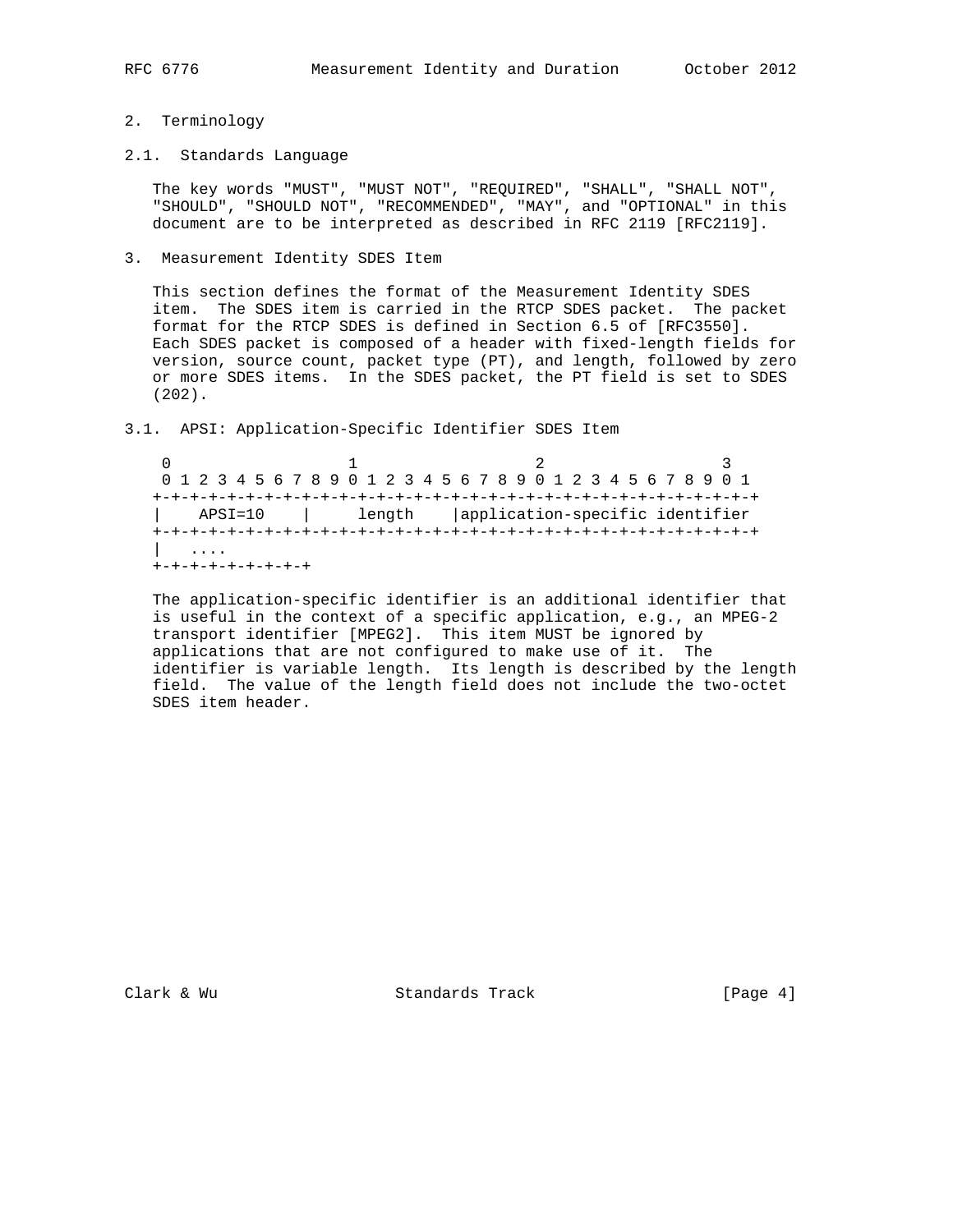## 2. Terminology

### 2.1. Standards Language

The key words "MUST", "MUST NOT", "REQUIRED", "SHALL", "SHALL NOT", "SHOULD", "SHOULD NOT", "RECOMMENDED", "MAY", and "OPTIONAL" in this document are to be interpreted as described in RFC 2119 [RFC2119].

## 3. Measurement Identity SDES Item

This section defines the format of the Measurement Identity SDES item. The SDES item is carried in the RTCP SDES packet. The packet format for the RTCP SDES is defined in Section 6.5 of [RFC3550]. Each SDES packet is composed of a header with fixed-length fields for version, source count, packet type (PT), and length, followed by zero or more SDES items. In the SDES packet, the PT field is set to SDES (202).

### 3.1. APSI: Application-Specific Identifier SDES Item

```
 0                   1                   2                   3
 0 1 2 3 4 5 6 7 8 9 0 1 2 3 4 5 6 7 8 9 0 1 2 3 4 5 6 7 8 9 0 1
+-+-+-+-+-+-+-+-+-+-+-+-+-+-+-+-+-+-+-+-+-+-+-+-+-+-+-+-+-+-+-+-+
|    APSI=10    |     length    |application-specific identifier
+-+-+-+-+-+-+-+-+-+-+-+-+-+-+-+-+-+-+-+-+-+-+-+-+-+-+-+-+-+-+-+-+
|   ....
+-+-+-+-+-+-+-+-+
```

The application-specific identifier is an additional identifier that is useful in the context of a specific application, e.g., an MPEG-2 transport identifier [MPEG2]. This item MUST be ignored by applications that are not configured to make use of it. The identifier is variable length. Its length is described by the length field. The value of the length field does not include the two-octet SDES item header.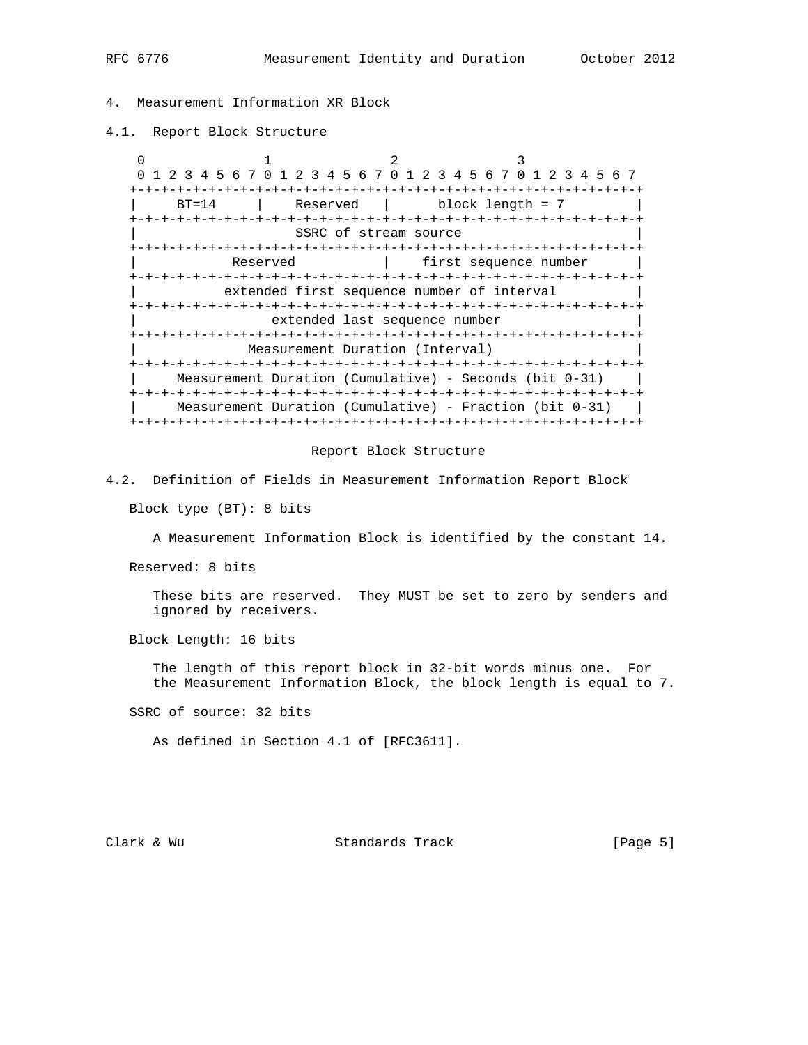## 4. Measurement Information XR Block

### 4.1. Report Block Structure

```
 0               1               2               3
 0 1 2 3 4 5 6 7 0 1 2 3 4 5 6 7 0 1 2 3 4 5 6 7 0 1 2 3 4 5 6 7
+-+-+-+-+-+-+-+-+-+-+-+-+-+-+-+-+-+-+-+-+-+-+-+-+-+-+-+-+-+-+-+-+
|     BT=14     |    Reserved   |      block length = 7         |
+-+-+-+-+-+-+-+-+-+-+-+-+-+-+-+-+-+-+-+-+-+-+-+-+-+-+-+-+-+-+-+-+
|                     SSRC of stream source                     |
+-+-+-+-+-+-+-+-+-+-+-+-+-+-+-+-+-+-+-+-+-+-+-+-+-+-+-+-+-+-+-+-+
|           Reserved            |    first sequence number      |
+-+-+-+-+-+-+-+-+-+-+-+-+-+-+-+-+-+-+-+-+-+-+-+-+-+-+-+-+-+-+-+-+
|           extended first sequence number of interval          |
+-+-+-+-+-+-+-+-+-+-+-+-+-+-+-+-+-+-+-+-+-+-+-+-+-+-+-+-+-+-+-+-+
|                 extended last sequence number                 |
+-+-+-+-+-+-+-+-+-+-+-+-+-+-+-+-+-+-+-+-+-+-+-+-+-+-+-+-+-+-+-+-+
|              Measurement Duration (Interval)                  |
+-+-+-+-+-+-+-+-+-+-+-+-+-+-+-+-+-+-+-+-+-+-+-+-+-+-+-+-+-+-+-+-+
|     Measurement Duration (Cumulative) - Seconds (bit 0-31)    |
+-+-+-+-+-+-+-+-+-+-+-+-+-+-+-+-+-+-+-+-+-+-+-+-+-+-+-+-+-+-+-+-+
|     Measurement Duration (Cumulative) - Fraction (bit 0-31)   |
+-+-+-+-+-+-+-+-+-+-+-+-+-+-+-+-+-+-+-+-+-+-+-+-+-+-+-+-+-+-+-+-+
```

Report Block Structure

### 4.2. Definition of Fields in Measurement Information Report Block

Block type (BT): 8 bits

A Measurement Information Block is identified by the constant 14.

Reserved: 8 bits

These bits are reserved. They MUST be set to zero by senders and ignored by receivers.

Block Length: 16 bits

The length of this report block in 32-bit words minus one. For the Measurement Information Block, the block length is equal to 7.

SSRC of source: 32 bits

As defined in Section 4.1 of [RFC3611].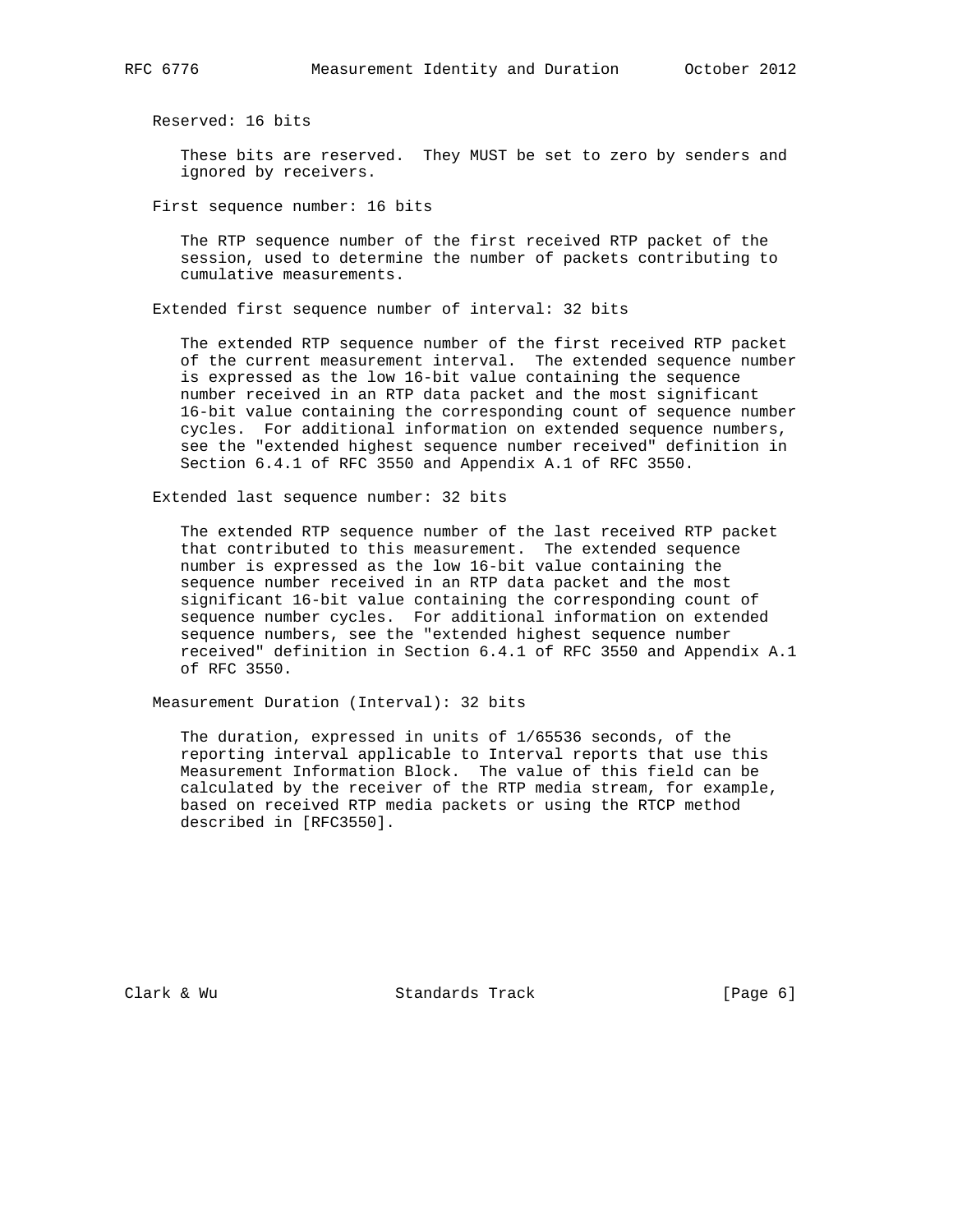Reserved: 16 bits

These bits are reserved. They MUST be set to zero by senders and ignored by receivers.

First sequence number: 16 bits

The RTP sequence number of the first received RTP packet of the session, used to determine the number of packets contributing to cumulative measurements.

Extended first sequence number of interval: 32 bits

The extended RTP sequence number of the first received RTP packet of the current measurement interval. The extended sequence number is expressed as the low 16-bit value containing the sequence number received in an RTP data packet and the most significant 16-bit value containing the corresponding count of sequence number cycles. For additional information on extended sequence numbers, see the "extended highest sequence number received" definition in Section 6.4.1 of RFC 3550 and Appendix A.1 of RFC 3550.

Extended last sequence number: 32 bits

The extended RTP sequence number of the last received RTP packet that contributed to this measurement. The extended sequence number is expressed as the low 16-bit value containing the sequence number received in an RTP data packet and the most significant 16-bit value containing the corresponding count of sequence number cycles. For additional information on extended sequence numbers, see the "extended highest sequence number received" definition in Section 6.4.1 of RFC 3550 and Appendix A.1 of RFC 3550.

Measurement Duration (Interval): 32 bits

The duration, expressed in units of 1/65536 seconds, of the reporting interval applicable to Interval reports that use this Measurement Information Block. The value of this field can be calculated by the receiver of the RTP media stream, for example, based on received RTP media packets or using the RTCP method described in [RFC3550].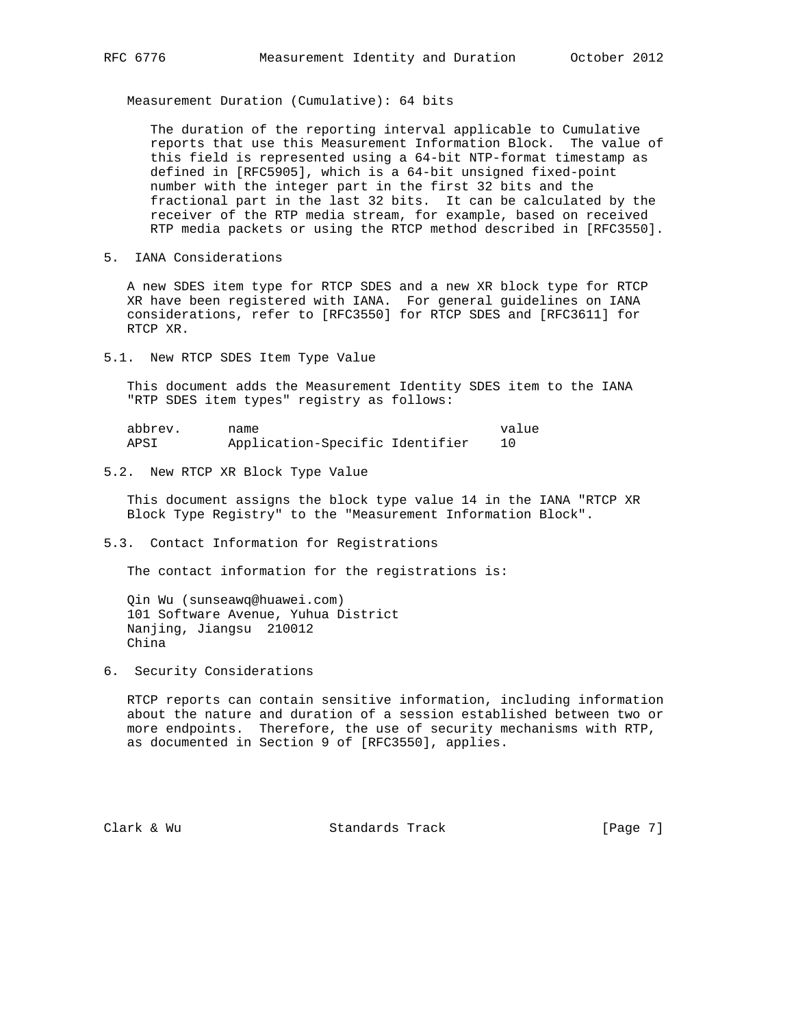Measurement Duration (Cumulative): 64 bits

The duration of the reporting interval applicable to Cumulative reports that use this Measurement Information Block. The value of this field is represented using a 64-bit NTP-format timestamp as defined in [RFC5905], which is a 64-bit unsigned fixed-point number with the integer part in the first 32 bits and the fractional part in the last 32 bits. It can be calculated by the receiver of the RTP media stream, for example, based on received RTP media packets or using the RTCP method described in [RFC3550].

## 5. IANA Considerations

A new SDES item type for RTCP SDES and a new XR block type for RTCP XR have been registered with IANA. For general guidelines on IANA considerations, refer to [RFC3550] for RTCP SDES and [RFC3611] for RTCP XR.

### 5.1. New RTCP SDES Item Type Value

This document adds the Measurement Identity SDES item to the IANA "RTP SDES item types" registry as follows:

| abbrev. | name | value |
|---|---|---|
| APSI | Application-Specific Identifier | 10 |

### 5.2. New RTCP XR Block Type Value

This document assigns the block type value 14 in the IANA "RTCP XR Block Type Registry" to the "Measurement Information Block".

### 5.3. Contact Information for Registrations

The contact information for the registrations is:

Qin Wu (sunseawq@huawei.com)
101 Software Avenue, Yuhua District
Nanjing, Jiangsu 210012
China

## 6. Security Considerations

RTCP reports can contain sensitive information, including information about the nature and duration of a session established between two or more endpoints. Therefore, the use of security mechanisms with RTP, as documented in Section 9 of [RFC3550], applies.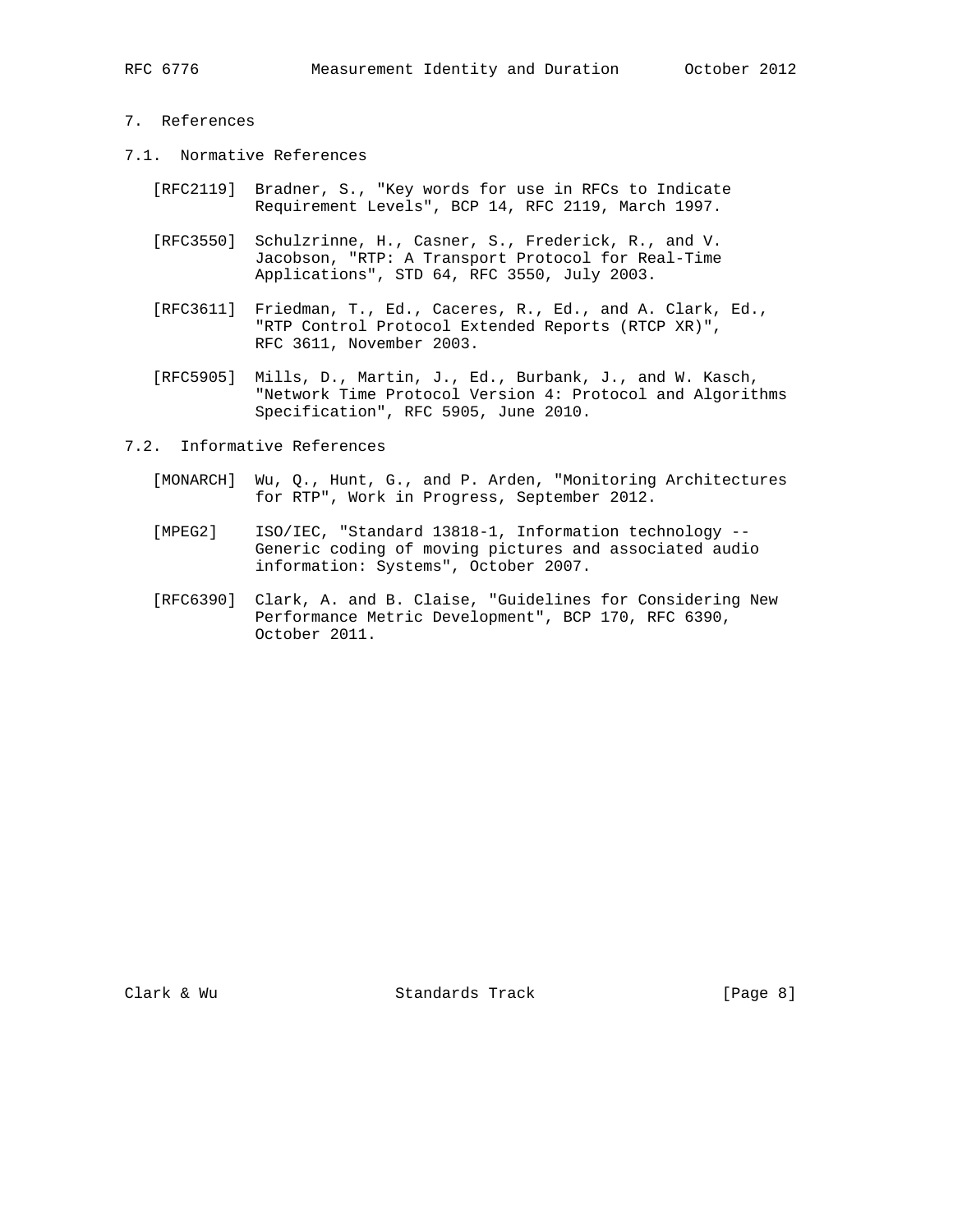## 7. References

### 7.1. Normative References

[RFC2119] Bradner, S., "Key words for use in RFCs to Indicate Requirement Levels", BCP 14, RFC 2119, March 1997.

[RFC3550] Schulzrinne, H., Casner, S., Frederick, R., and V. Jacobson, "RTP: A Transport Protocol for Real-Time Applications", STD 64, RFC 3550, July 2003.

[RFC3611] Friedman, T., Ed., Caceres, R., Ed., and A. Clark, Ed., "RTP Control Protocol Extended Reports (RTCP XR)", RFC 3611, November 2003.

[RFC5905] Mills, D., Martin, J., Ed., Burbank, J., and W. Kasch, "Network Time Protocol Version 4: Protocol and Algorithms Specification", RFC 5905, June 2010.

### 7.2. Informative References

[MONARCH] Wu, Q., Hunt, G., and P. Arden, "Monitoring Architectures for RTP", Work in Progress, September 2012.

[MPEG2] ISO/IEC, "Standard 13818-1, Information technology -- Generic coding of moving pictures and associated audio information: Systems", October 2007.

[RFC6390] Clark, A. and B. Claise, "Guidelines for Considering New Performance Metric Development", BCP 170, RFC 6390, October 2011.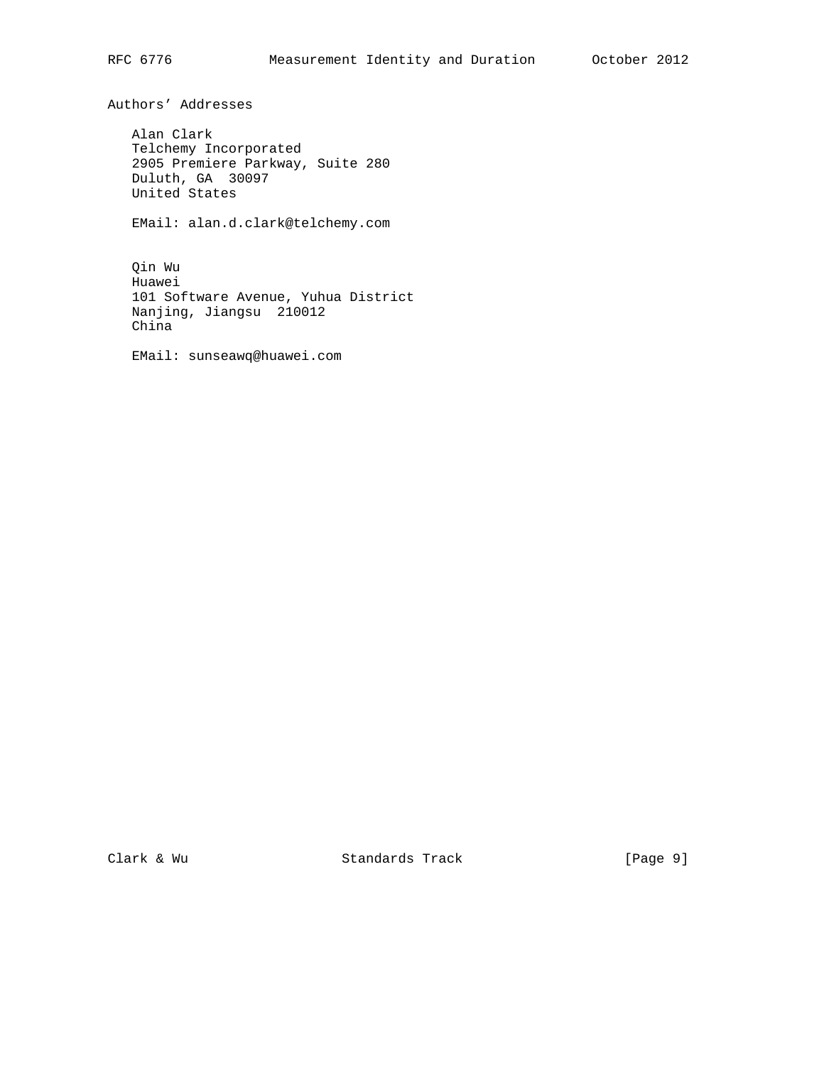## Authors' Addresses

Alan Clark
Telchemy Incorporated
2905 Premiere Parkway, Suite 280
Duluth, GA  30097
United States

EMail: alan.d.clark@telchemy.com

Qin Wu
Huawei
101 Software Avenue, Yuhua District
Nanjing, Jiangsu  210012
China

EMail: sunseawq@huawei.com